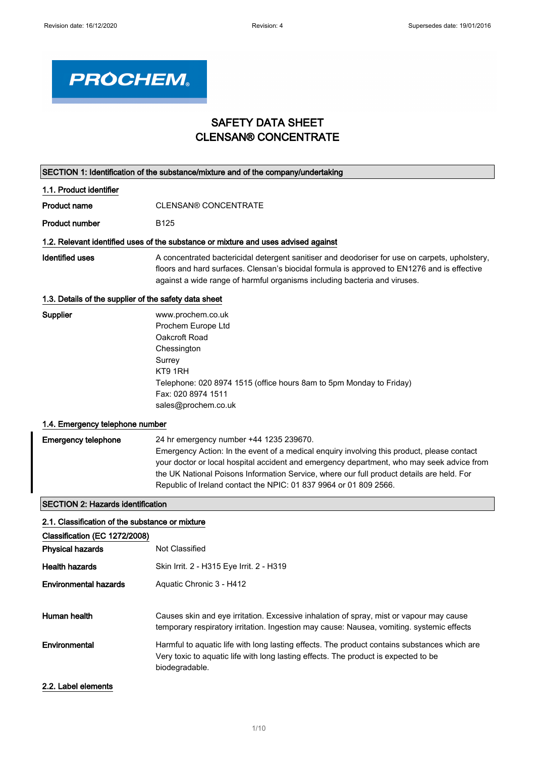PROCHEM®

# SAFETY DATA SHEET
# CLENSAN® CONCENTRATE

## SECTION 1: Identification of the substance/mixture and of the company/undertaking

### 1.1. Product identifier

**Product name** CLENSAN® CONCENTRATE

**Product number** B125

### 1.2. Relevant identified uses of the substance or mixture and uses advised against

**Identified uses** A concentrated bactericidal detergent sanitiser and deodoriser for use on carpets, upholstery, floors and hard surfaces. Clensan's biocidal formula is approved to EN1276 and is effective against a wide range of harmful organisms including bacteria and viruses.

### 1.3. Details of the supplier of the safety data sheet

**Supplier**
www.prochem.co.uk
Prochem Europe Ltd
Oakcroft Road
Chessington
Surrey
KT9 1RH
Telephone: 020 8974 1515 (office hours 8am to 5pm Monday to Friday)
Fax: 020 8974 1511
sales@prochem.co.uk

### 1.4. Emergency telephone number

**Emergency telephone** 24 hr emergency number +44 1235 239670.
Emergency Action: In the event of a medical enquiry involving this product, please contact your doctor or local hospital accident and emergency department, who may seek advice from the UK National Poisons Information Service, where our full product details are held. For Republic of Ireland contact the NPIC: 01 837 9964 or 01 809 2566.

## SECTION 2: Hazards identification

### 2.1. Classification of the substance or mixture

**Classification (EC 1272/2008)**

**Physical hazards** Not Classified

**Health hazards** Skin Irrit. 2 - H315 Eye Irrit. 2 - H319

**Environmental hazards** Aquatic Chronic 3 - H412

**Human health** Causes skin and eye irritation. Excessive inhalation of spray, mist or vapour may cause temporary respiratory irritation. Ingestion may cause: Nausea, vomiting. systemic effects

**Environmental** Harmful to aquatic life with long lasting effects. The product contains substances which are Very toxic to aquatic life with long lasting effects. The product is expected to be biodegradable.

### 2.2. Label elements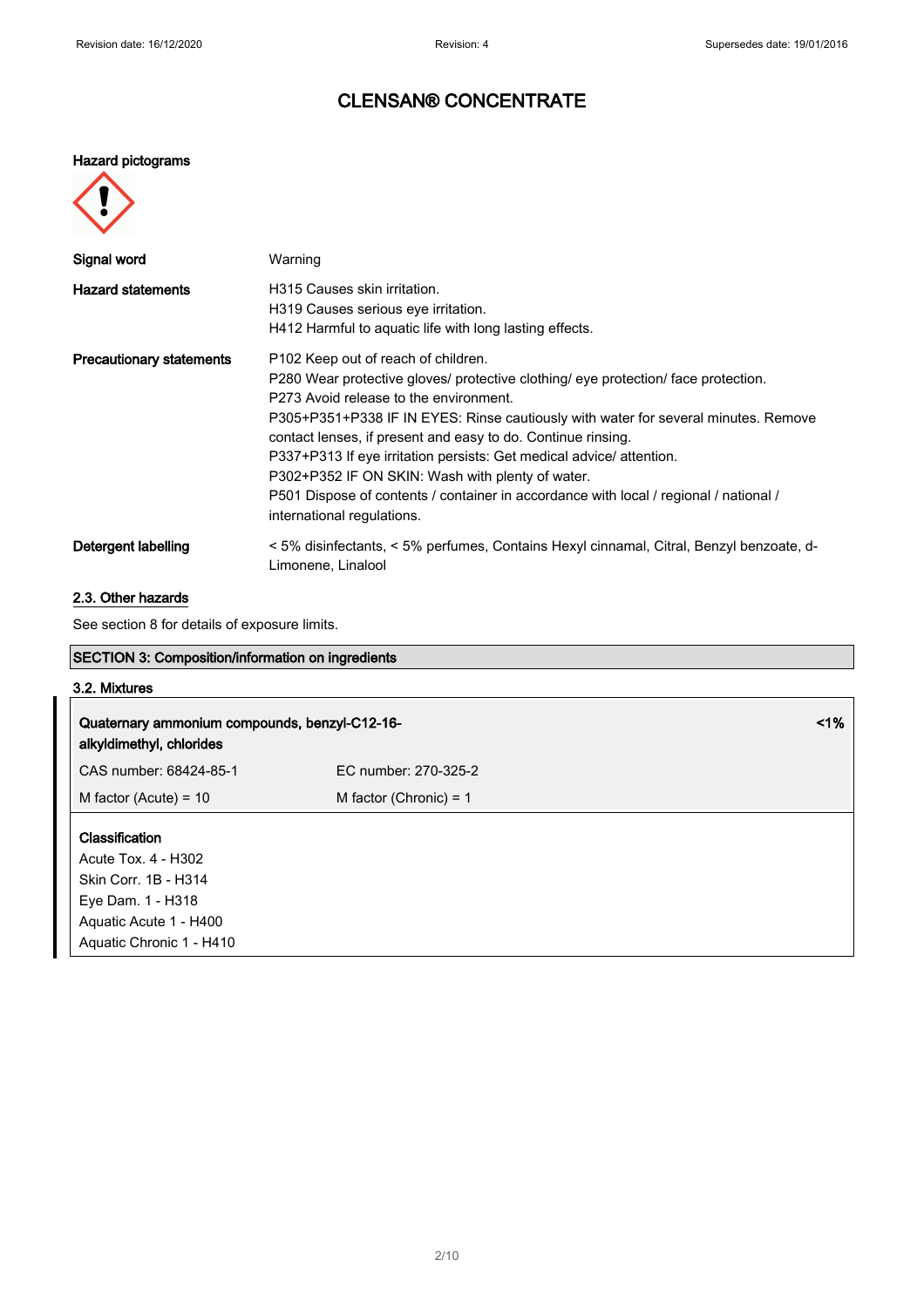**Hazard pictograms**

| | |
|---|---|
| **Signal word** | Warning |
| **Hazard statements** | H315 Causes skin irritation.<br>H319 Causes serious eye irritation.<br>H412 Harmful to aquatic life with long lasting effects. |
| **Precautionary statements** | P102 Keep out of reach of children.<br>P280 Wear protective gloves/ protective clothing/ eye protection/ face protection.<br>P273 Avoid release to the environment.<br>P305+P351+P338 IF IN EYES: Rinse cautiously with water for several minutes. Remove contact lenses, if present and easy to do. Continue rinsing.<br>P337+P313 If eye irritation persists: Get medical advice/ attention.<br>P302+P352 IF ON SKIN: Wash with plenty of water.<br>P501 Dispose of contents / container in accordance with local / regional / national / international regulations. |
| **Detergent labelling** | < 5% disinfectants, < 5% perfumes, Contains Hexyl cinnamal, Citral, Benzyl benzoate, d-Limonene, Linalool |

## 2.3. Other hazards

See section 8 for details of exposure limits.

## SECTION 3: Composition/information on ingredients

### 3.2. Mixtures

| **Quaternary ammonium compounds, benzyl-C12-16-alkyldimethyl, chlorides** | | **<1%** |
|---|---|---|
| CAS number: 68424-85-1 | EC number: 270-325-2 | |
| M factor (Acute) = 10 | M factor (Chronic) = 1 | |

**Classification**
Acute Tox. 4 - H302
Skin Corr. 1B - H314
Eye Dam. 1 - H318
Aquatic Acute 1 - H400
Aquatic Chronic 1 - H410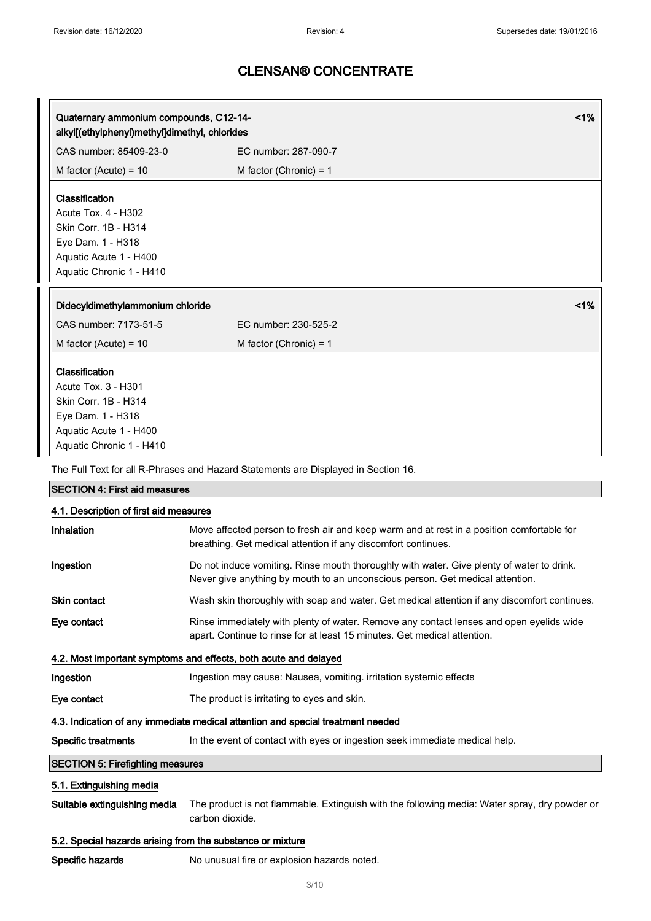# CLENSAN® CONCENTRATE

| Quaternary ammonium compounds, C12-14-alkyl[(ethylphenyl)methyl]dimethyl, chlorides | <1% |
|---|---|
| CAS number: 85409-23-0 | EC number: 287-090-7 |
| M factor (Acute) = 10 | M factor (Chronic) = 1 |

**Classification**
Acute Tox. 4 - H302
Skin Corr. 1B - H314
Eye Dam. 1 - H318
Aquatic Acute 1 - H400
Aquatic Chronic 1 - H410

| Didecyldimethylammonium chloride | <1% |
|---|---|
| CAS number: 7173-51-5 | EC number: 230-525-2 |
| M factor (Acute) = 10 | M factor (Chronic) = 1 |

**Classification**
Acute Tox. 3 - H301
Skin Corr. 1B - H314
Eye Dam. 1 - H318
Aquatic Acute 1 - H400
Aquatic Chronic 1 - H410

The Full Text for all R-Phrases and Hazard Statements are Displayed in Section 16.

## SECTION 4: First aid measures

### 4.1. Description of first aid measures

**Inhalation** Move affected person to fresh air and keep warm and at rest in a position comfortable for breathing. Get medical attention if any discomfort continues.

**Ingestion** Do not induce vomiting. Rinse mouth thoroughly with water. Give plenty of water to drink. Never give anything by mouth to an unconscious person. Get medical attention.

**Skin contact** Wash skin thoroughly with soap and water. Get medical attention if any discomfort continues.

**Eye contact** Rinse immediately with plenty of water. Remove any contact lenses and open eyelids wide apart. Continue to rinse for at least 15 minutes. Get medical attention.

### 4.2. Most important symptoms and effects, both acute and delayed

**Ingestion** Ingestion may cause: Nausea, vomiting. irritation systemic effects

**Eye contact** The product is irritating to eyes and skin.

### 4.3. Indication of any immediate medical attention and special treatment needed

**Specific treatments** In the event of contact with eyes or ingestion seek immediate medical help.

## SECTION 5: Firefighting measures

### 5.1. Extinguishing media

**Suitable extinguishing media** The product is not flammable. Extinguish with the following media: Water spray, dry powder or carbon dioxide.

### 5.2. Special hazards arising from the substance or mixture

**Specific hazards** No unusual fire or explosion hazards noted.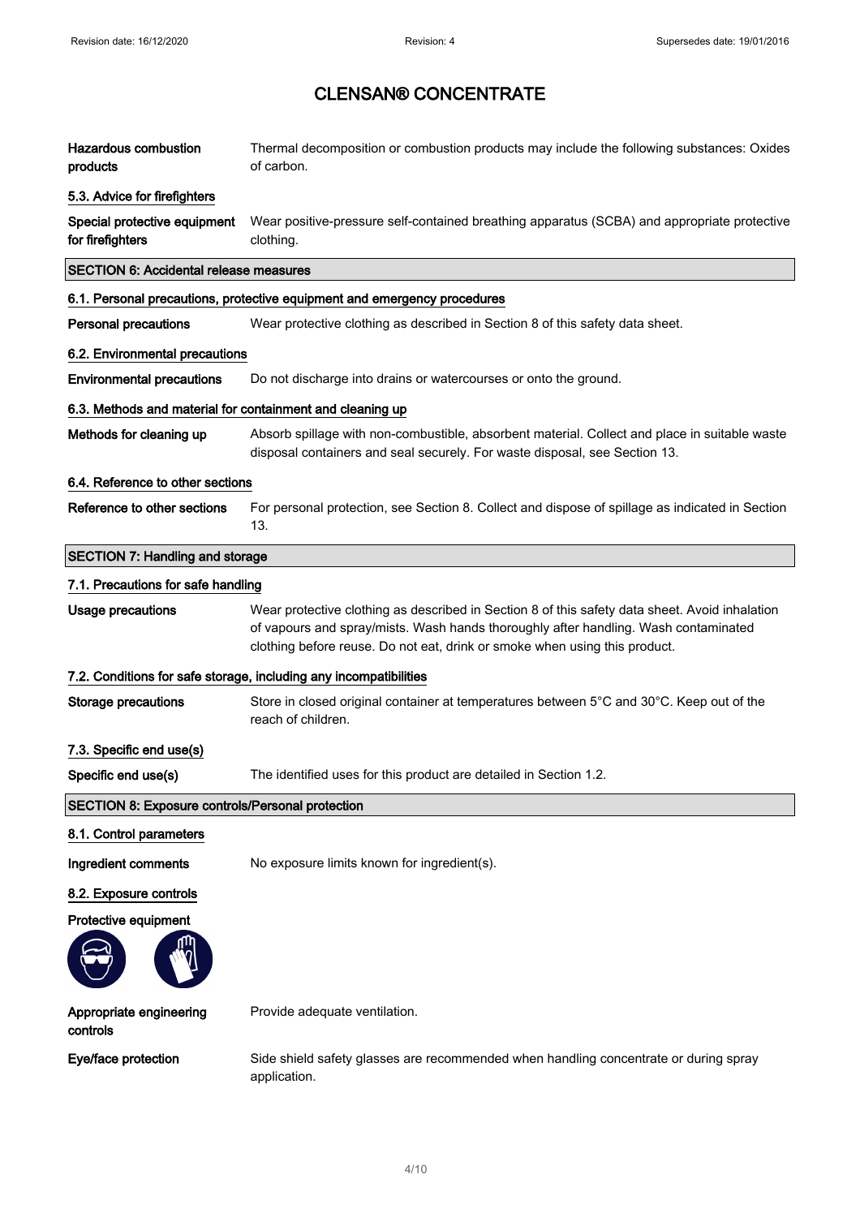# CLENSAN® CONCENTRATE

**Hazardous combustion products** Thermal decomposition or combustion products may include the following substances: Oxides of carbon.

### 5.3. Advice for firefighters

**Special protective equipment for firefighters** Wear positive-pressure self-contained breathing apparatus (SCBA) and appropriate protective clothing.

## SECTION 6: Accidental release measures

### 6.1. Personal precautions, protective equipment and emergency procedures

**Personal precautions** Wear protective clothing as described in Section 8 of this safety data sheet.

### 6.2. Environmental precautions

**Environmental precautions** Do not discharge into drains or watercourses or onto the ground.

### 6.3. Methods and material for containment and cleaning up

**Methods for cleaning up** Absorb spillage with non-combustible, absorbent material. Collect and place in suitable waste disposal containers and seal securely. For waste disposal, see Section 13.

### 6.4. Reference to other sections

**Reference to other sections** For personal protection, see Section 8. Collect and dispose of spillage as indicated in Section 13.

## SECTION 7: Handling and storage

### 7.1. Precautions for safe handling

**Usage precautions** Wear protective clothing as described in Section 8 of this safety data sheet. Avoid inhalation of vapours and spray/mists. Wash hands thoroughly after handling. Wash contaminated clothing before reuse. Do not eat, drink or smoke when using this product.

### 7.2. Conditions for safe storage, including any incompatibilities

**Storage precautions** Store in closed original container at temperatures between 5°C and 30°C. Keep out of the reach of children.

### 7.3. Specific end use(s)

**Specific end use(s)** The identified uses for this product are detailed in Section 1.2.

## SECTION 8: Exposure controls/Personal protection

### 8.1. Control parameters

**Ingredient comments** No exposure limits known for ingredient(s).

### 8.2. Exposure controls

**Protective equipment**

**Appropriate engineering controls** Provide adequate ventilation.

**Eye/face protection** Side shield safety glasses are recommended when handling concentrate or during spray application.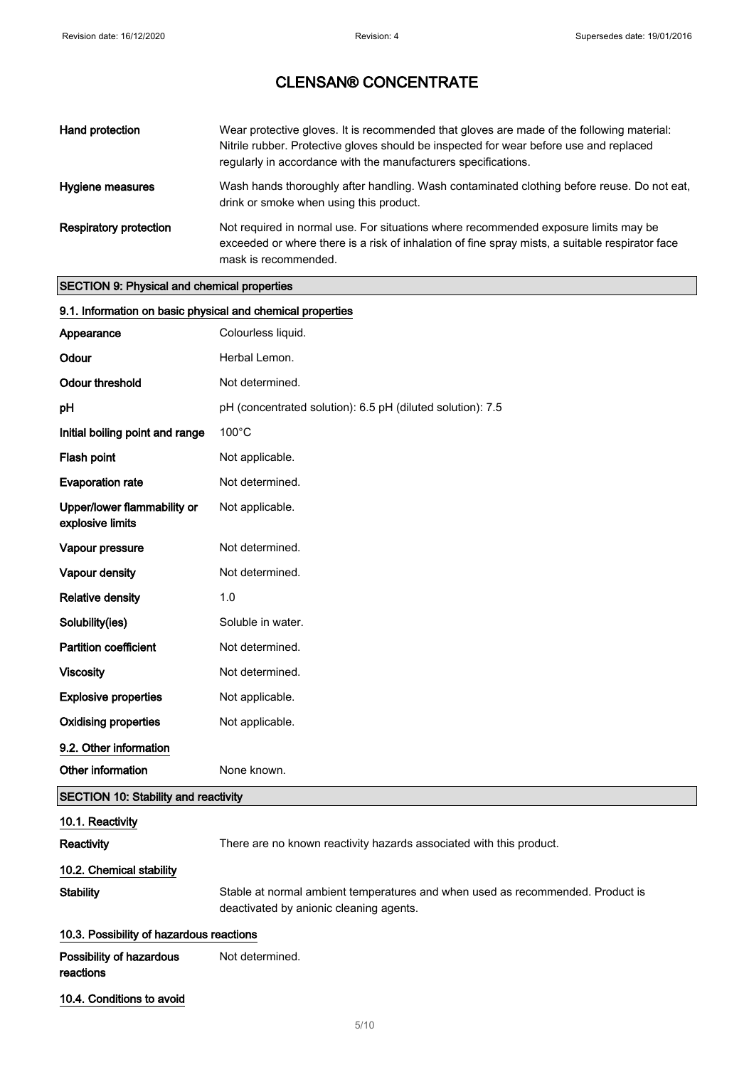# CLENSAN® CONCENTRATE

| | |
|---|---|
| **Hand protection** | Wear protective gloves. It is recommended that gloves are made of the following material: Nitrile rubber. Protective gloves should be inspected for wear before use and replaced regularly in accordance with the manufacturers specifications. |
| **Hygiene measures** | Wash hands thoroughly after handling. Wash contaminated clothing before reuse. Do not eat, drink or smoke when using this product. |
| **Respiratory protection** | Not required in normal use. For situations where recommended exposure limits may be exceeded or where there is a risk of inhalation of fine spray mists, a suitable respirator face mask is recommended. |

## SECTION 9: Physical and chemical properties

### 9.1. Information on basic physical and chemical properties

| | |
|---|---|
| **Appearance** | Colourless liquid. |
| **Odour** | Herbal Lemon. |
| **Odour threshold** | Not determined. |
| **pH** | pH (concentrated solution): 6.5 pH (diluted solution): 7.5 |
| **Initial boiling point and range** | 100°C |
| **Flash point** | Not applicable. |
| **Evaporation rate** | Not determined. |
| **Upper/lower flammability or explosive limits** | Not applicable. |
| **Vapour pressure** | Not determined. |
| **Vapour density** | Not determined. |
| **Relative density** | 1.0 |
| **Solubility(ies)** | Soluble in water. |
| **Partition coefficient** | Not determined. |
| **Viscosity** | Not determined. |
| **Explosive properties** | Not applicable. |
| **Oxidising properties** | Not applicable. |

### 9.2. Other information

| | |
|---|---|
| **Other information** | None known. |

## SECTION 10: Stability and reactivity

### 10.1. Reactivity

| | |
|---|---|
| **Reactivity** | There are no known reactivity hazards associated with this product. |

### 10.2. Chemical stability

| | |
|---|---|
| **Stability** | Stable at normal ambient temperatures and when used as recommended. Product is deactivated by anionic cleaning agents. |

### 10.3. Possibility of hazardous reactions

| | |
|---|---|
| **Possibility of hazardous reactions** | Not determined. |

### 10.4. Conditions to avoid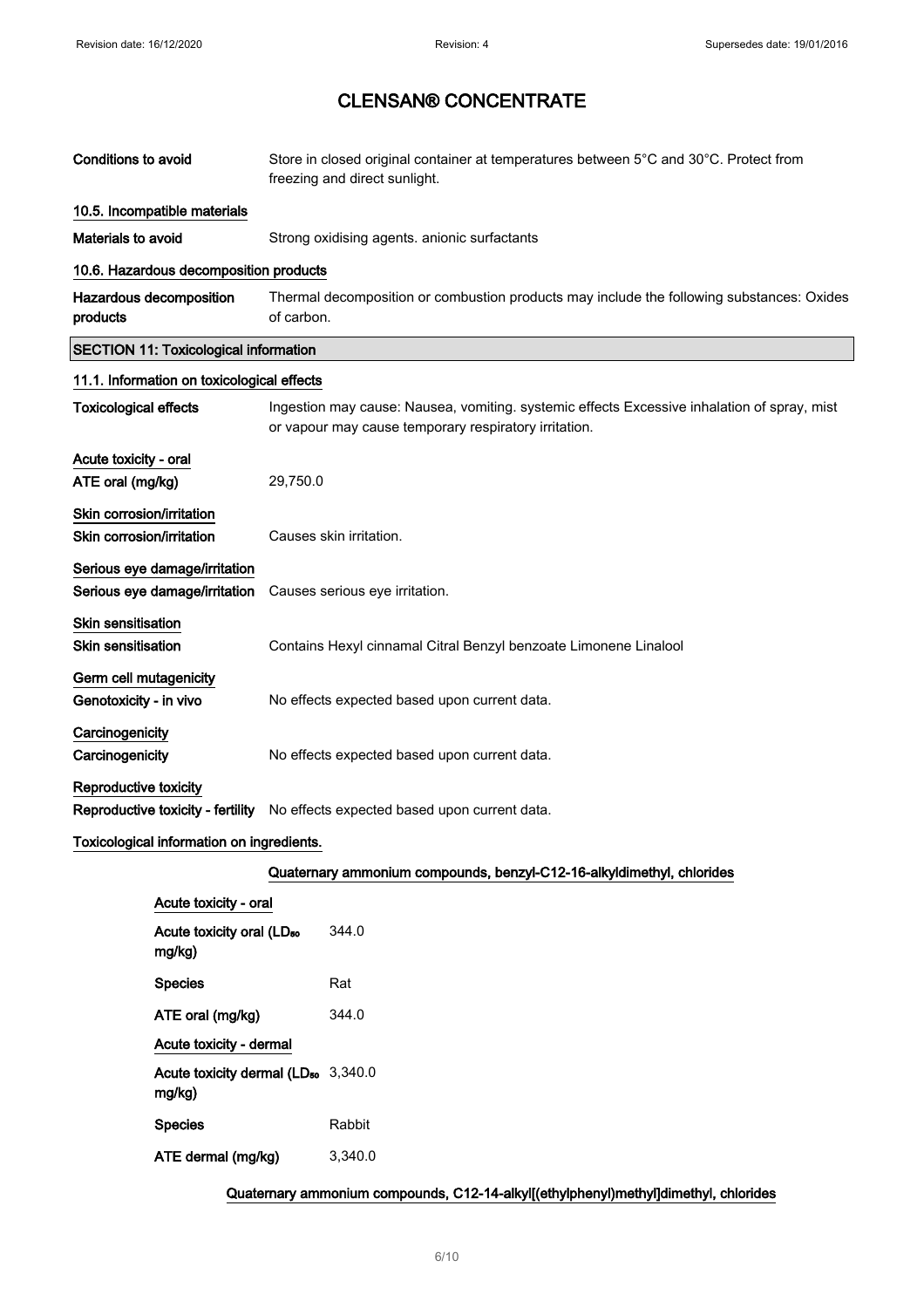# CLENSAN® CONCENTRATE

| | |
|---|---|
| **Conditions to avoid** | Store in closed original container at temperatures between 5°C and 30°C. Protect from freezing and direct sunlight. |

**10.5. Incompatible materials**

| | |
|---|---|
| **Materials to avoid** | Strong oxidising agents. anionic surfactants |

**10.6. Hazardous decomposition products**

| | |
|---|---|
| **Hazardous decomposition products** | Thermal decomposition or combustion products may include the following substances: Oxides of carbon. |

## SECTION 11: Toxicological information

**11.1. Information on toxicological effects**

| | |
|---|---|
| **Toxicological effects** | Ingestion may cause: Nausea, vomiting. systemic effects Excessive inhalation of spray, mist or vapour may cause temporary respiratory irritation. |

**Acute toxicity - oral**

| | |
|---|---|
| **ATE oral (mg/kg)** | 29,750.0 |

**Skin corrosion/irritation**

| | |
|---|---|
| **Skin corrosion/irritation** | Causes skin irritation. |

**Serious eye damage/irritation**

| | |
|---|---|
| **Serious eye damage/irritation** | Causes serious eye irritation. |

**Skin sensitisation**

| | |
|---|---|
| **Skin sensitisation** | Contains Hexyl cinnamal Citral Benzyl benzoate Limonene Linalool |

**Germ cell mutagenicity**

| | |
|---|---|
| **Genotoxicity - in vivo** | No effects expected based upon current data. |

**Carcinogenicity**

| | |
|---|---|
| **Carcinogenicity** | No effects expected based upon current data. |

**Reproductive toxicity**

| | |
|---|---|
| **Reproductive toxicity - fertility** | No effects expected based upon current data. |

**Toxicological information on ingredients.**

**Quaternary ammonium compounds, benzyl-C12-16-alkyldimethyl, chlorides**

**Acute toxicity - oral**

| | |
|---|---|
| **Acute toxicity oral ($LD_{50}$ mg/kg)** | 344.0 |
| **Species** | Rat |
| **ATE oral (mg/kg)** | 344.0 |

**Acute toxicity - dermal**

| | |
|---|---|
| **Acute toxicity dermal ($LD_{50}$ mg/kg)** | 3,340.0 |
| **Species** | Rabbit |
| **ATE dermal (mg/kg)** | 3,340.0 |

**Quaternary ammonium compounds, C12-14-alkyl[(ethylphenyl)methyl]dimethyl, chlorides**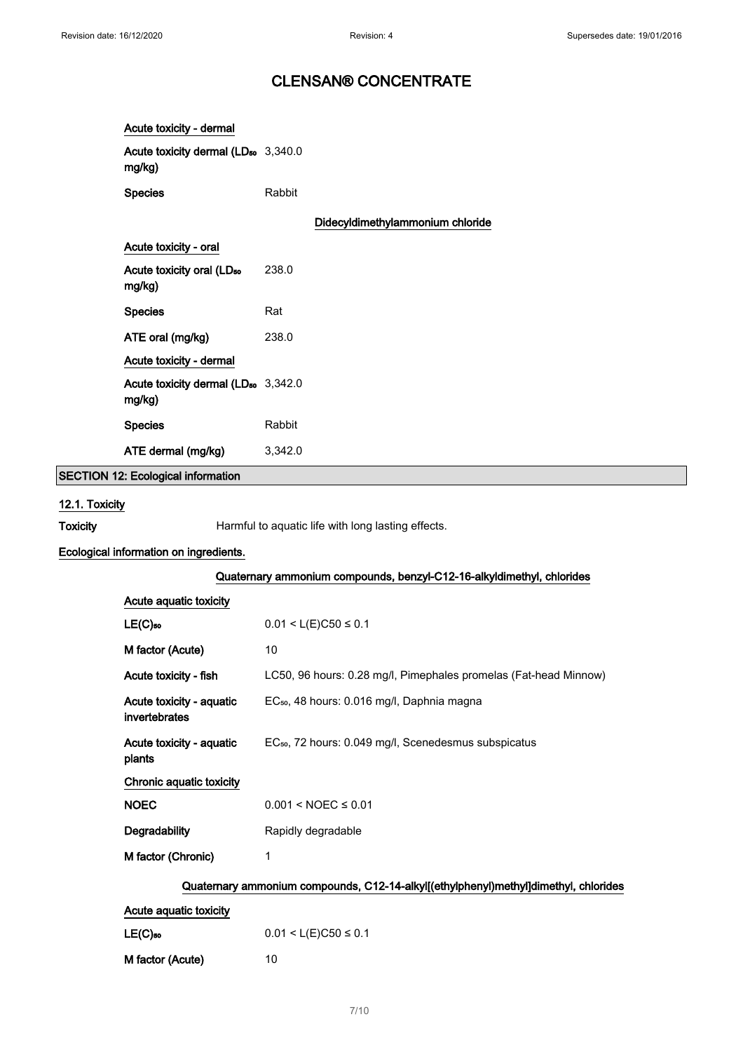# CLENSAN® CONCENTRATE

**Acute toxicity - dermal**

| | |
|---|---|
| **Acute toxicity dermal ($LD_{50}$ mg/kg)** | 3,340.0 |
| **Species** | Rabbit |

**Didecyldimethylammonium chloride**

**Acute toxicity - oral**

| | |
|---|---|
| **Acute toxicity oral ($LD_{50}$ mg/kg)** | 238.0 |
| **Species** | Rat |
| **ATE oral (mg/kg)** | 238.0 |

**Acute toxicity - dermal**

| | |
|---|---|
| **Acute toxicity dermal ($LD_{50}$ mg/kg)** | 3,342.0 |
| **Species** | Rabbit |
| **ATE dermal (mg/kg)** | 3,342.0 |

## SECTION 12: Ecological information

### 12.1. Toxicity

**Toxicity** Harmful to aquatic life with long lasting effects.

**Ecological information on ingredients.**

**Quaternary ammonium compounds, benzyl-C12-16-alkyldimethyl, chlorides**

**Acute aquatic toxicity**

| | |
|---|---|
| **$LE(C)_{50}$** | $0.01 < L(E)C50 \leq 0.1$ |
| **M factor (Acute)** | 10 |
| **Acute toxicity - fish** | LC50, 96 hours: 0.28 mg/l, Pimephales promelas (Fat-head Minnow) |
| **Acute toxicity - aquatic invertebrates** | $EC_{50}$, 48 hours: 0.016 mg/l, Daphnia magna |
| **Acute toxicity - aquatic plants** | $EC_{50}$, 72 hours: 0.049 mg/l, Scenedesmus subspicatus |

**Chronic aquatic toxicity**

| | |
|---|---|
| **NOEC** | $0.001 < NOEC \leq 0.01$ |
| **Degradability** | Rapidly degradable |
| **M factor (Chronic)** | 1 |

**Quaternary ammonium compounds, C12-14-alkyl[(ethylphenyl)methyl]dimethyl, chlorides**

**Acute aquatic toxicity**

| | |
|---|---|
| **$LE(C)_{50}$** | $0.01 < L(E)C50 \leq 0.1$ |
| **M factor (Acute)** | 10 |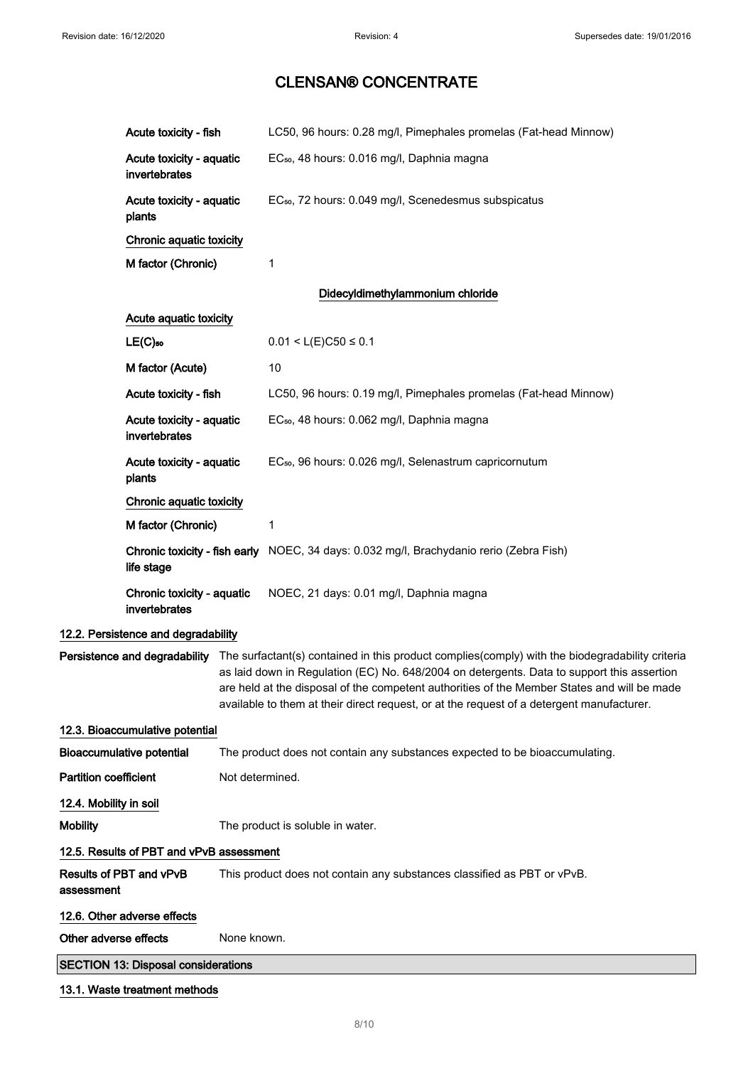# CLENSAN® CONCENTRATE

| | |
|---|---|
| Acute toxicity - fish | LC50, 96 hours: 0.28 mg/l, Pimephales promelas (Fat-head Minnow) |
| Acute toxicity - aquatic invertebrates | $EC_{50}$, 48 hours: 0.016 mg/l, Daphnia magna |
| Acute toxicity - aquatic plants | $EC_{50}$, 72 hours: 0.049 mg/l, Scenedesmus subspicatus |
| **Chronic aquatic toxicity** | |
| M factor (Chronic) | 1 |

**Didecyldimethylammonium chloride**

| | |
|---|---|
| **Acute aquatic toxicity** | |
| $LE(C)_{50}$ | $0.01 < L(E)C50 \leq 0.1$ |
| M factor (Acute) | 10 |
| Acute toxicity - fish | LC50, 96 hours: 0.19 mg/l, Pimephales promelas (Fat-head Minnow) |
| Acute toxicity - aquatic invertebrates | $EC_{50}$, 48 hours: 0.062 mg/l, Daphnia magna |
| Acute toxicity - aquatic plants | $EC_{50}$, 96 hours: 0.026 mg/l, Selenastrum capricornutum |
| **Chronic aquatic toxicity** | |
| M factor (Chronic) | 1 |
| Chronic toxicity - fish early life stage | NOEC, 34 days: 0.032 mg/l, Brachydanio rerio (Zebra Fish) |
| Chronic toxicity - aquatic invertebrates | NOEC, 21 days: 0.01 mg/l, Daphnia magna |

### 12.2. Persistence and degradability

**Persistence and degradability** The surfactant(s) contained in this product complies(comply) with the biodegradability criteria as laid down in Regulation (EC) No. 648/2004 on detergents. Data to support this assertion are held at the disposal of the competent authorities of the Member States and will be made available to them at their direct request, or at the request of a detergent manufacturer.

### 12.3. Bioaccumulative potential

**Bioaccumulative potential** The product does not contain any substances expected to be bioaccumulating.

**Partition coefficient** Not determined.

### 12.4. Mobility in soil

**Mobility** The product is soluble in water.

### 12.5. Results of PBT and vPvB assessment

**Results of PBT and vPvB assessment** This product does not contain any substances classified as PBT or vPvB.

### 12.6. Other adverse effects

**Other adverse effects** None known.

## SECTION 13: Disposal considerations

### 13.1. Waste treatment methods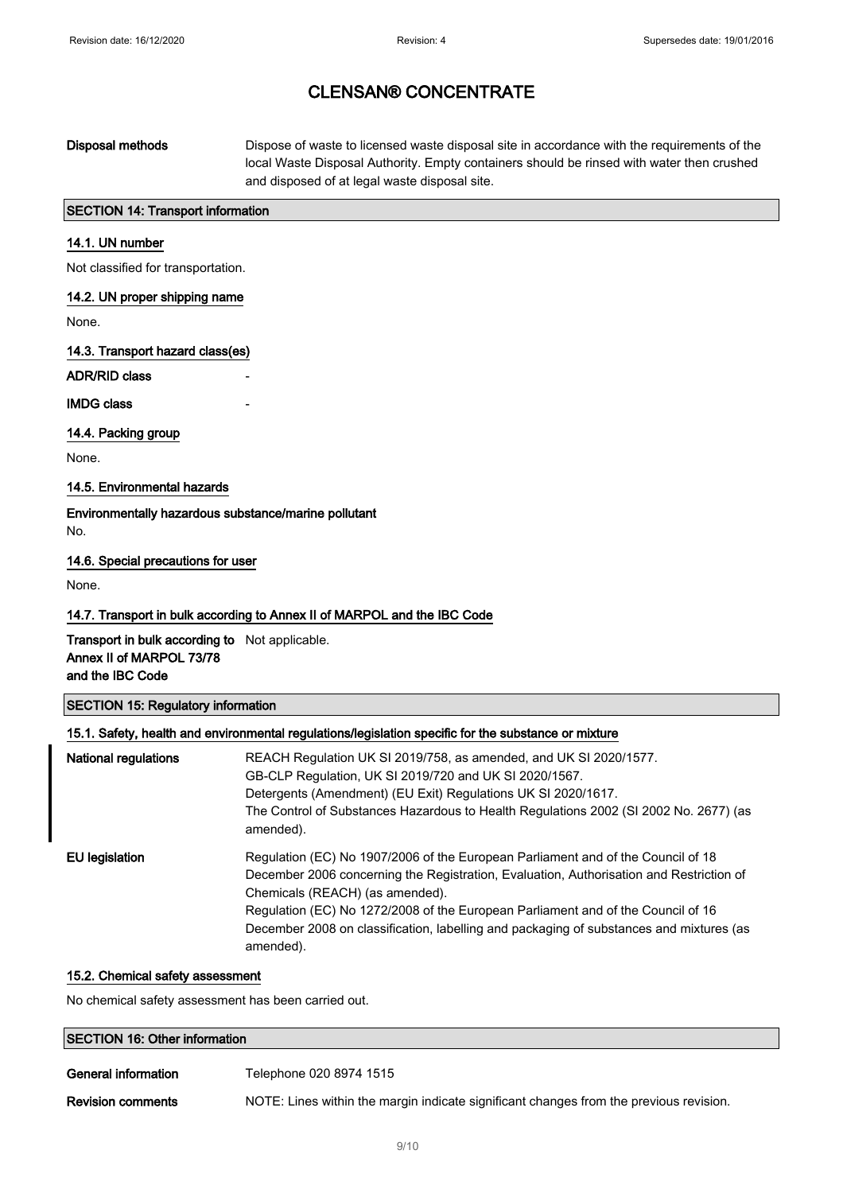# CLENSAN® CONCENTRATE

**Disposal methods** Dispose of waste to licensed waste disposal site in accordance with the requirements of the local Waste Disposal Authority. Empty containers should be rinsed with water then crushed and disposed of at legal waste disposal site.

## SECTION 14: Transport information

### 14.1. UN number

Not classified for transportation.

### 14.2. UN proper shipping name

None.

### 14.3. Transport hazard class(es)

**ADR/RID class** -

**IMDG class** -

### 14.4. Packing group

None.

### 14.5. Environmental hazards

**Environmentally hazardous substance/marine pollutant**

No.

### 14.6. Special precautions for user

None.

### 14.7. Transport in bulk according to Annex II of MARPOL and the IBC Code

**Transport in bulk according to Annex II of MARPOL 73/78 and the IBC Code** Not applicable.

## SECTION 15: Regulatory information

### 15.1. Safety, health and environmental regulations/legislation specific for the substance or mixture

**National regulations** REACH Regulation UK SI 2019/758, as amended, and UK SI 2020/1577.
GB-CLP Regulation, UK SI 2019/720 and UK SI 2020/1567.
Detergents (Amendment) (EU Exit) Regulations UK SI 2020/1617.
The Control of Substances Hazardous to Health Regulations 2002 (SI 2002 No. 2677) (as amended).

**EU legislation** Regulation (EC) No 1907/2006 of the European Parliament and of the Council of 18 December 2006 concerning the Registration, Evaluation, Authorisation and Restriction of Chemicals (REACH) (as amended).
Regulation (EC) No 1272/2008 of the European Parliament and of the Council of 16 December 2008 on classification, labelling and packaging of substances and mixtures (as amended).

### 15.2. Chemical safety assessment

No chemical safety assessment has been carried out.

## SECTION 16: Other information

**General information** Telephone 020 8974 1515

**Revision comments** NOTE: Lines within the margin indicate significant changes from the previous revision.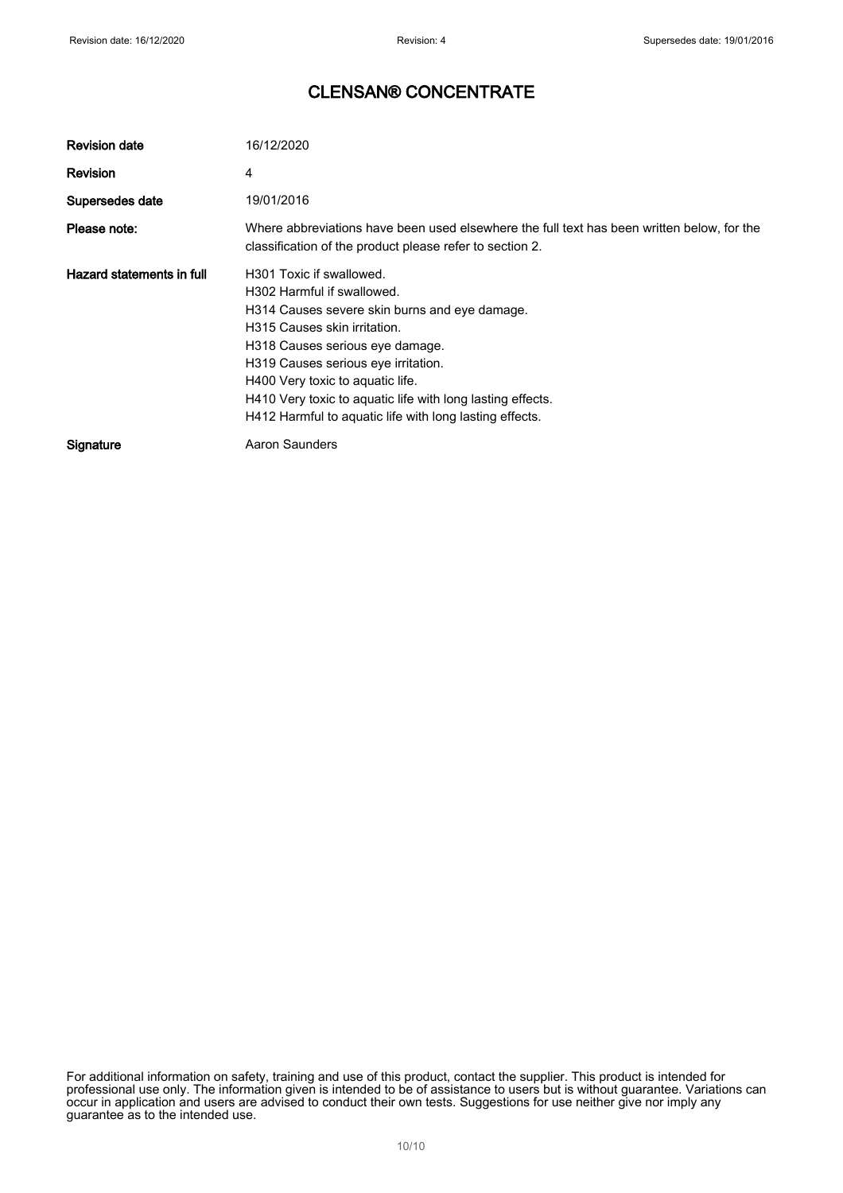# CLENSAN® CONCENTRATE

| | |
|---|---|
| **Revision date** | 16/12/2020 |
| **Revision** | 4 |
| **Supersedes date** | 19/01/2016 |
| **Please note:** | Where abbreviations have been used elsewhere the full text has been written below, for the classification of the product please refer to section 2. |
| **Hazard statements in full** | H301 Toxic if swallowed.<br>H302 Harmful if swallowed.<br>H314 Causes severe skin burns and eye damage.<br>H315 Causes skin irritation.<br>H318 Causes serious eye damage.<br>H319 Causes serious eye irritation.<br>H400 Very toxic to aquatic life.<br>H410 Very toxic to aquatic life with long lasting effects.<br>H412 Harmful to aquatic life with long lasting effects. |
| **Signature** | Aaron Saunders |

For additional information on safety, training and use of this product, contact the supplier. This product is intended for professional use only. The information given is intended to be of assistance to users but is without guarantee. Variations can occur in application and users are advised to conduct their own tests. Suggestions for use neither give nor imply any guarantee as to the intended use.